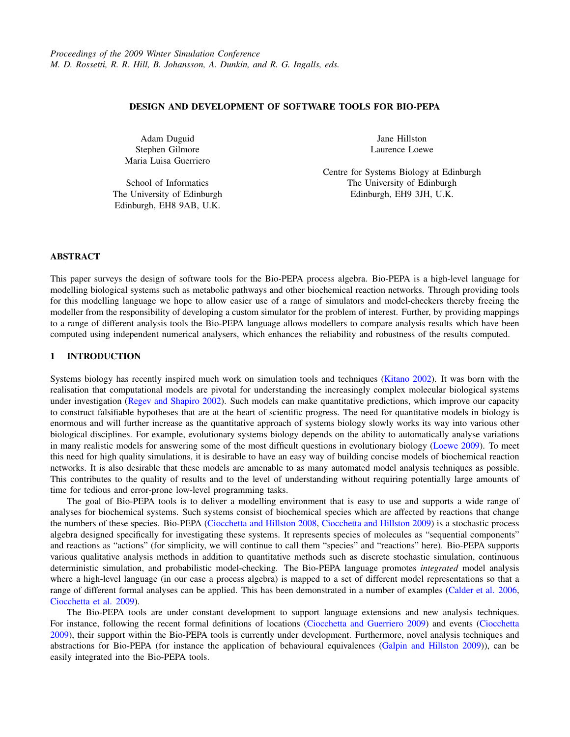# DESIGN AND DEVELOPMENT OF SOFTWARE TOOLS FOR BIO-PEPA

Adam Duguid
Stephen Gilmore
Maria Luisa Guerriero

School of Informatics
The University of Edinburgh
Edinburgh, EH8 9AB, U.K.

Jane Hillston
Laurence Loewe

Centre for Systems Biology at Edinburgh
The University of Edinburgh
Edinburgh, EH9 3JH, U.K.

## ABSTRACT

This paper surveys the design of software tools for the Bio-PEPA process algebra. Bio-PEPA is a high-level language for modelling biological systems such as metabolic pathways and other biochemical reaction networks. Through providing tools for this modelling language we hope to allow easier use of a range of simulators and model-checkers thereby freeing the modeller from the responsibility of developing a custom simulator for the problem of interest. Further, by providing mappings to a range of different analysis tools the Bio-PEPA language allows modellers to compare analysis results which have been computed using independent numerical analysers, which enhances the reliability and robustness of the results computed.

## 1 INTRODUCTION

Systems biology has recently inspired much work on simulation tools and techniques (Kitano 2002). It was born with the realisation that computational models are pivotal for understanding the increasingly complex molecular biological systems under investigation (Regev and Shapiro 2002). Such models can make quantitative predictions, which improve our capacity to construct falsifiable hypotheses that are at the heart of scientific progress. The need for quantitative models in biology is enormous and will further increase as the quantitative approach of systems biology slowly works its way into various other biological disciplines. For example, evolutionary systems biology depends on the ability to automatically analyse variations in many realistic models for answering some of the most difficult questions in evolutionary biology (Loewe 2009). To meet this need for high quality simulations, it is desirable to have an easy way of building concise models of biochemical reaction networks. It is also desirable that these models are amenable to as many automated model analysis techniques as possible. This contributes to the quality of results and to the level of understanding without requiring potentially large amounts of time for tedious and error-prone low-level programming tasks.

The goal of Bio-PEPA tools is to deliver a modelling environment that is easy to use and supports a wide range of analyses for biochemical systems. Such systems consist of biochemical species which are affected by reactions that change the numbers of these species. Bio-PEPA (Ciocchetta and Hillston 2008, Ciocchetta and Hillston 2009) is a stochastic process algebra designed specifically for investigating these systems. It represents species of molecules as "sequential components" and reactions as "actions" (for simplicity, we will continue to call them "species" and "reactions" here). Bio-PEPA supports various qualitative analysis methods in addition to quantitative methods such as discrete stochastic simulation, continuous deterministic simulation, and probabilistic model-checking. The Bio-PEPA language promotes *integrated* model analysis where a high-level language (in our case a process algebra) is mapped to a set of different model representations so that a range of different formal analyses can be applied. This has been demonstrated in a number of examples (Calder et al. 2006, Ciocchetta et al. 2009).

The Bio-PEPA tools are under constant development to support language extensions and new analysis techniques. For instance, following the recent formal definitions of locations (Ciocchetta and Guerriero 2009) and events (Ciocchetta 2009), their support within the Bio-PEPA tools is currently under development. Furthermore, novel analysis techniques and abstractions for Bio-PEPA (for instance the application of behavioural equivalences (Galpin and Hillston 2009)), can be easily integrated into the Bio-PEPA tools.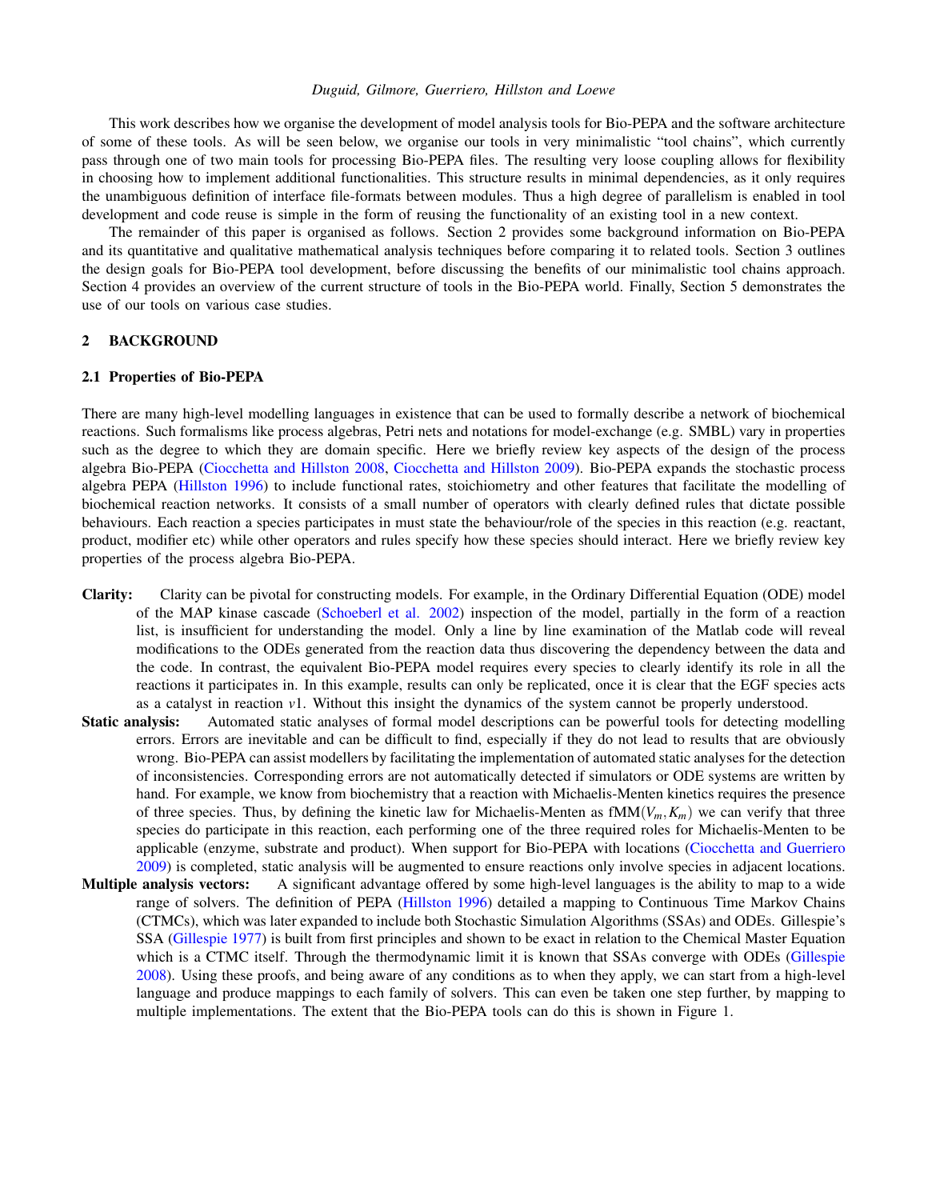This work describes how we organise the development of model analysis tools for Bio-PEPA and the software architecture of some of these tools. As will be seen below, we organise our tools in very minimalistic "tool chains", which currently pass through one of two main tools for processing Bio-PEPA files. The resulting very loose coupling allows for flexibility in choosing how to implement additional functionalities. This structure results in minimal dependencies, as it only requires the unambiguous definition of interface file-formats between modules. Thus a high degree of parallelism is enabled in tool development and code reuse is simple in the form of reusing the functionality of an existing tool in a new context.

The remainder of this paper is organised as follows. Section 2 provides some background information on Bio-PEPA and its quantitative and qualitative mathematical analysis techniques before comparing it to related tools. Section 3 outlines the design goals for Bio-PEPA tool development, before discussing the benefits of our minimalistic tool chains approach. Section 4 provides an overview of the current structure of tools in the Bio-PEPA world. Finally, Section 5 demonstrates the use of our tools on various case studies.

## 2 BACKGROUND

### 2.1 Properties of Bio-PEPA

There are many high-level modelling languages in existence that can be used to formally describe a network of biochemical reactions. Such formalisms like process algebras, Petri nets and notations for model-exchange (e.g. SMBL) vary in properties such as the degree to which they are domain specific. Here we briefly review key aspects of the design of the process algebra Bio-PEPA (Ciocchetta and Hillston 2008, Ciocchetta and Hillston 2009). Bio-PEPA expands the stochastic process algebra PEPA (Hillston 1996) to include functional rates, stoichiometry and other features that facilitate the modelling of biochemical reaction networks. It consists of a small number of operators with clearly defined rules that dictate possible behaviours. Each reaction a species participates in must state the behaviour/role of the species in this reaction (e.g. reactant, product, modifier etc) while other operators and rules specify how these species should interact. Here we briefly review key properties of the process algebra Bio-PEPA.

**Clarity:** Clarity can be pivotal for constructing models. For example, in the Ordinary Differential Equation (ODE) model of the MAP kinase cascade (Schoeberl et al. 2002) inspection of the model, partially in the form of a reaction list, is insufficient for understanding the model. Only a line by line examination of the Matlab code will reveal modifications to the ODEs generated from the reaction data thus discovering the dependency between the data and the code. In contrast, the equivalent Bio-PEPA model requires every species to clearly identify its role in all the reactions it participates in. In this example, results can only be replicated, once it is clear that the EGF species acts as a catalyst in reaction $v1$. Without this insight the dynamics of the system cannot be properly understood.

**Static analysis:** Automated static analyses of formal model descriptions can be powerful tools for detecting modelling errors. Errors are inevitable and can be difficult to find, especially if they do not lead to results that are obviously wrong. Bio-PEPA can assist modellers by facilitating the implementation of automated static analyses for the detection of inconsistencies. Corresponding errors are not automatically detected if simulators or ODE systems are written by hand. For example, we know from biochemistry that a reaction with Michaelis-Menten kinetics requires the presence of three species. Thus, by defining the kinetic law for Michaelis-Menten as $\mathrm{fMM}(V_m, K_m)$ we can verify that three species do participate in this reaction, each performing one of the three required roles for Michaelis-Menten to be applicable (enzyme, substrate and product). When support for Bio-PEPA with locations (Ciocchetta and Guerriero 2009) is completed, static analysis will be augmented to ensure reactions only involve species in adjacent locations.

**Multiple analysis vectors:** A significant advantage offered by some high-level languages is the ability to map to a wide range of solvers. The definition of PEPA (Hillston 1996) detailed a mapping to Continuous Time Markov Chains (CTMCs), which was later expanded to include both Stochastic Simulation Algorithms (SSAs) and ODEs. Gillespie's SSA (Gillespie 1977) is built from first principles and shown to be exact in relation to the Chemical Master Equation which is a CTMC itself. Through the thermodynamic limit it is known that SSAs converge with ODEs (Gillespie 2008). Using these proofs, and being aware of any conditions as to when they apply, we can start from a high-level language and produce mappings to each family of solvers. This can even be taken one step further, by mapping to multiple implementations. The extent that the Bio-PEPA tools can do this is shown in Figure 1.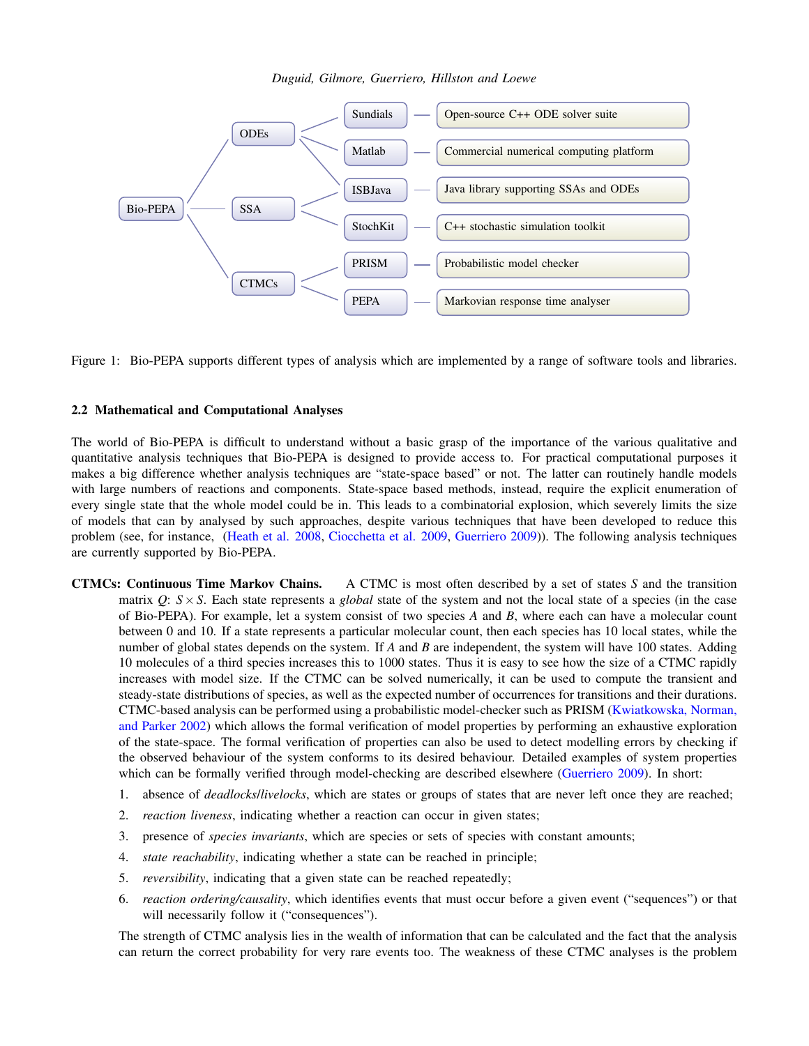Figure 1: Bio-PEPA supports different types of analysis which are implemented by a range of software tools and libraries.

### 2.2 Mathematical and Computational Analyses

The world of Bio-PEPA is difficult to understand without a basic grasp of the importance of the various qualitative and quantitative analysis techniques that Bio-PEPA is designed to provide access to. For practical computational purposes it makes a big difference whether analysis techniques are "state-space based" or not. The latter can routinely handle models with large numbers of reactions and components. State-space based methods, instead, require the explicit enumeration of every single state that the whole model could be in. This leads to a combinatorial explosion, which severely limits the size of models that can by analysed by such approaches, despite various techniques that have been developed to reduce this problem (see, for instance, (Heath et al. 2008, Ciocchetta et al. 2009, Guerriero 2009)). The following analysis techniques are currently supported by Bio-PEPA.

**CTMCs: Continuous Time Markov Chains.** A CTMC is most often described by a set of states $S$ and the transition matrix $Q$: $S \times S$. Each state represents a *global* state of the system and not the local state of a species (in the case of Bio-PEPA). For example, let a system consist of two species $A$ and $B$, where each can have a molecular count between 0 and 10. If a state represents a particular molecular count, then each species has 10 local states, while the number of global states depends on the system. If $A$ and $B$ are independent, the system will have 100 states. Adding 10 molecules of a third species increases this to 1000 states. Thus it is easy to see how the size of a CTMC rapidly increases with model size. If the CTMC can be solved numerically, it can be used to compute the transient and steady-state distributions of species, as well as the expected number of occurrences for transitions and their durations. CTMC-based analysis can be performed using a probabilistic model-checker such as PRISM (Kwiatkowska, Norman, and Parker 2002) which allows the formal verification of model properties by performing an exhaustive exploration of the state-space. The formal verification of properties can also be used to detect modelling errors by checking if the observed behaviour of the system conforms to its desired behaviour. Detailed examples of system properties which can be formally verified through model-checking are described elsewhere (Guerriero 2009). In short:

1. absence of *deadlocks/livelocks*, which are states or groups of states that are never left once they are reached;
2. *reaction liveness*, indicating whether a reaction can occur in given states;
3. presence of *species invariants*, which are species or sets of species with constant amounts;
4. *state reachability*, indicating whether a state can be reached in principle;
5. *reversibility*, indicating that a given state can be reached repeatedly;
6. *reaction ordering/causality*, which identifies events that must occur before a given event ("sequences") or that will necessarily follow it ("consequences").

The strength of CTMC analysis lies in the wealth of information that can be calculated and the fact that the analysis can return the correct probability for very rare events too. The weakness of these CTMC analyses is the problem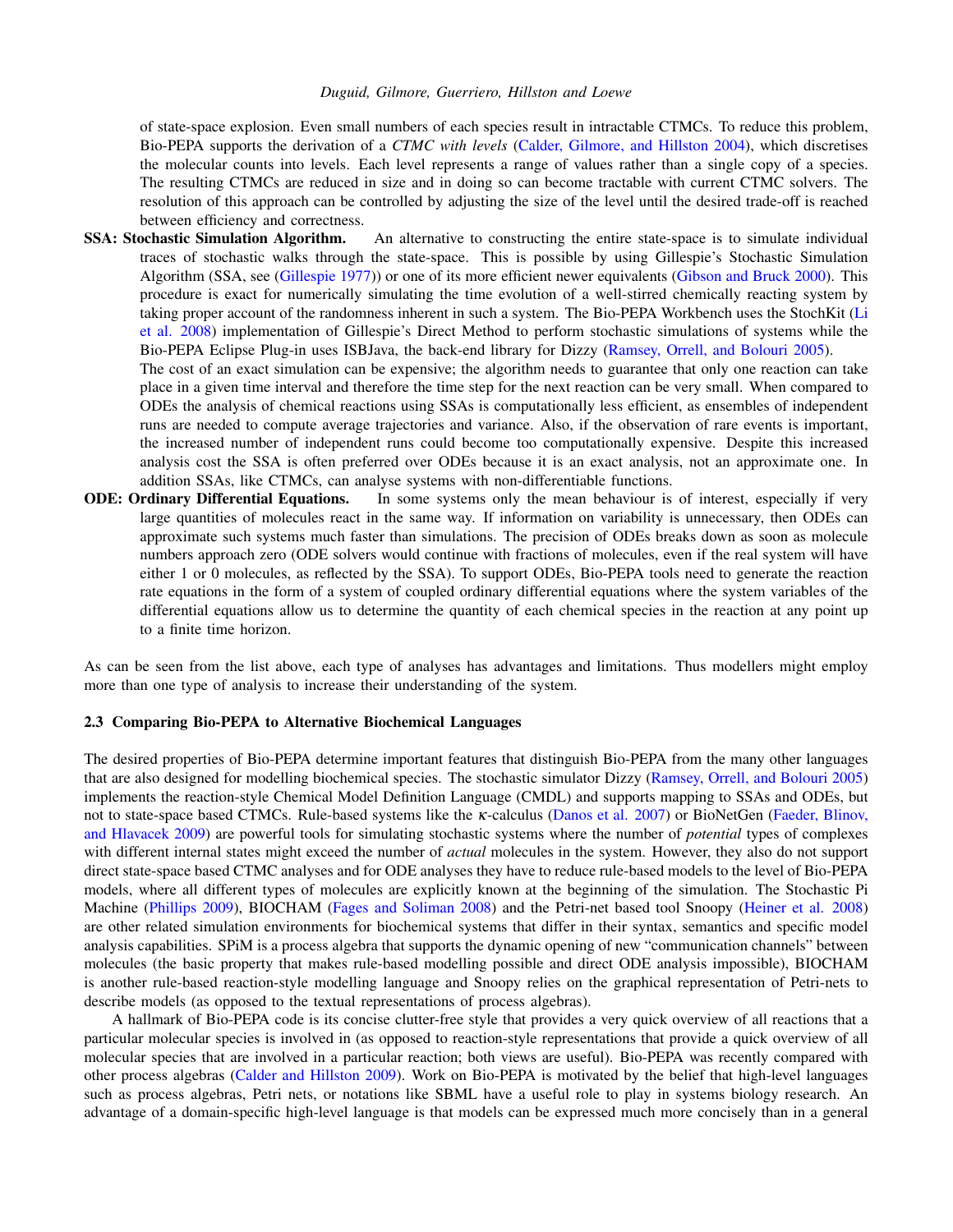of state-space explosion. Even small numbers of each species result in intractable CTMCs. To reduce this problem, Bio-PEPA supports the derivation of a *CTMC with levels* (Calder, Gilmore, and Hillston 2004), which discretises the molecular counts into levels. Each level represents a range of values rather than a single copy of a species. The resulting CTMCs are reduced in size and in doing so can become tractable with current CTMC solvers. The resolution of this approach can be controlled by adjusting the size of the level until the desired trade-off is reached between efficiency and correctness.

**SSA: Stochastic Simulation Algorithm.** An alternative to constructing the entire state-space is to simulate individual traces of stochastic walks through the state-space. This is possible by using Gillespie's Stochastic Simulation Algorithm (SSA, see (Gillespie 1977)) or one of its more efficient newer equivalents (Gibson and Bruck 2000). This procedure is exact for numerically simulating the time evolution of a well-stirred chemically reacting system by taking proper account of the randomness inherent in such a system. The Bio-PEPA Workbench uses the StochKit (Li et al. 2008) implementation of Gillespie's Direct Method to perform stochastic simulations of systems while the Bio-PEPA Eclipse Plug-in uses ISBJava, the back-end library for Dizzy (Ramsey, Orrell, and Bolouri 2005).
The cost of an exact simulation can be expensive; the algorithm needs to guarantee that only one reaction can take place in a given time interval and therefore the time step for the next reaction can be very small. When compared to ODEs the analysis of chemical reactions using SSAs is computationally less efficient, as ensembles of independent runs are needed to compute average trajectories and variance. Also, if the observation of rare events is important, the increased number of independent runs could become too computationally expensive. Despite this increased analysis cost the SSA is often preferred over ODEs because it is an exact analysis, not an approximate one. In addition SSAs, like CTMCs, can analyse systems with non-differentiable functions.

**ODE: Ordinary Differential Equations.** In some systems only the mean behaviour is of interest, especially if very large quantities of molecules react in the same way. If information on variability is unnecessary, then ODEs can approximate such systems much faster than simulations. The precision of ODEs breaks down as soon as molecule numbers approach zero (ODE solvers would continue with fractions of molecules, even if the real system will have either 1 or 0 molecules, as reflected by the SSA). To support ODEs, Bio-PEPA tools need to generate the reaction rate equations in the form of a system of coupled ordinary differential equations where the system variables of the differential equations allow us to determine the quantity of each chemical species in the reaction at any point up to a finite time horizon.

As can be seen from the list above, each type of analyses has advantages and limitations. Thus modellers might employ more than one type of analysis to increase their understanding of the system.

### 2.3 Comparing Bio-PEPA to Alternative Biochemical Languages

The desired properties of Bio-PEPA determine important features that distinguish Bio-PEPA from the many other languages that are also designed for modelling biochemical species. The stochastic simulator Dizzy (Ramsey, Orrell, and Bolouri 2005) implements the reaction-style Chemical Model Definition Language (CMDL) and supports mapping to SSAs and ODEs, but not to state-space based CTMCs. Rule-based systems like the $\kappa$-calculus (Danos et al. 2007) or BioNetGen (Faeder, Blinov, and Hlavacek 2009) are powerful tools for simulating stochastic systems where the number of *potential* types of complexes with different internal states might exceed the number of *actual* molecules in the system. However, they also do not support direct state-space based CTMC analyses and for ODE analyses they have to reduce rule-based models to the level of Bio-PEPA models, where all different types of molecules are explicitly known at the beginning of the simulation. The Stochastic Pi Machine (Phillips 2009), BIOCHAM (Fages and Soliman 2008) and the Petri-net based tool Snoopy (Heiner et al. 2008) are other related simulation environments for biochemical systems that differ in their syntax, semantics and specific model analysis capabilities. SPiM is a process algebra that supports the dynamic opening of new "communication channels" between molecules (the basic property that makes rule-based modelling possible and direct ODE analysis impossible), BIOCHAM is another rule-based reaction-style modelling language and Snoopy relies on the graphical representation of Petri-nets to describe models (as opposed to the textual representations of process algebras).

A hallmark of Bio-PEPA code is its concise clutter-free style that provides a very quick overview of all reactions that a particular molecular species is involved in (as opposed to reaction-style representations that provide a quick overview of all molecular species that are involved in a particular reaction; both views are useful). Bio-PEPA was recently compared with other process algebras (Calder and Hillston 2009). Work on Bio-PEPA is motivated by the belief that high-level languages such as process algebras, Petri nets, or notations like SBML have a useful role to play in systems biology research. An advantage of a domain-specific high-level language is that models can be expressed much more concisely than in a general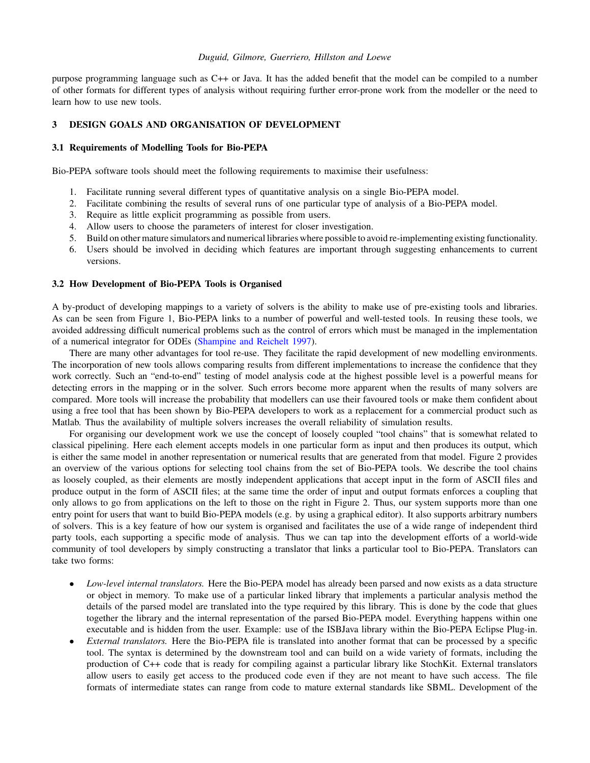purpose programming language such as C++ or Java. It has the added benefit that the model can be compiled to a number of other formats for different types of analysis without requiring further error-prone work from the modeller or the need to learn how to use new tools.

## 3 DESIGN GOALS AND ORGANISATION OF DEVELOPMENT

### 3.1 Requirements of Modelling Tools for Bio-PEPA

Bio-PEPA software tools should meet the following requirements to maximise their usefulness:

1. Facilitate running several different types of quantitative analysis on a single Bio-PEPA model.
2. Facilitate combining the results of several runs of one particular type of analysis of a Bio-PEPA model.
3. Require as little explicit programming as possible from users.
4. Allow users to choose the parameters of interest for closer investigation.
5. Build on other mature simulators and numerical libraries where possible to avoid re-implementing existing functionality.
6. Users should be involved in deciding which features are important through suggesting enhancements to current versions.

### 3.2 How Development of Bio-PEPA Tools is Organised

A by-product of developing mappings to a variety of solvers is the ability to make use of pre-existing tools and libraries. As can be seen from Figure 1, Bio-PEPA links to a number of powerful and well-tested tools. In reusing these tools, we avoided addressing difficult numerical problems such as the control of errors which must be managed in the implementation of a numerical integrator for ODEs (Shampine and Reichelt 1997).

There are many other advantages for tool re-use. They facilitate the rapid development of new modelling environments. The incorporation of new tools allows comparing results from different implementations to increase the confidence that they work correctly. Such an "end-to-end" testing of model analysis code at the highest possible level is a powerful means for detecting errors in the mapping or in the solver. Such errors become more apparent when the results of many solvers are compared. More tools will increase the probability that modellers can use their favoured tools or make them confident about using a free tool that has been shown by Bio-PEPA developers to work as a replacement for a commercial product such as Matlab. Thus the availability of multiple solvers increases the overall reliability of simulation results.

For organising our development work we use the concept of loosely coupled "tool chains" that is somewhat related to classical pipelining. Here each element accepts models in one particular form as input and then produces its output, which is either the same model in another representation or numerical results that are generated from that model. Figure 2 provides an overview of the various options for selecting tool chains from the set of Bio-PEPA tools. We describe the tool chains as loosely coupled, as their elements are mostly independent applications that accept input in the form of ASCII files and produce output in the form of ASCII files; at the same time the order of input and output formats enforces a coupling that only allows to go from applications on the left to those on the right in Figure 2. Thus, our system supports more than one entry point for users that want to build Bio-PEPA models (e.g. by using a graphical editor). It also supports arbitrary numbers of solvers. This is a key feature of how our system is organised and facilitates the use of a wide range of independent third party tools, each supporting a specific mode of analysis. Thus we can tap into the development efforts of a world-wide community of tool developers by simply constructing a translator that links a particular tool to Bio-PEPA. Translators can take two forms:

- *Low-level internal translators.* Here the Bio-PEPA model has already been parsed and now exists as a data structure or object in memory. To make use of a particular linked library that implements a particular analysis method the details of the parsed model are translated into the type required by this library. This is done by the code that glues together the library and the internal representation of the parsed Bio-PEPA model. Everything happens within one executable and is hidden from the user. Example: use of the ISBJava library within the Bio-PEPA Eclipse Plug-in.
- *External translators.* Here the Bio-PEPA file is translated into another format that can be processed by a specific tool. The syntax is determined by the downstream tool and can build on a wide variety of formats, including the production of C++ code that is ready for compiling against a particular library like StochKit. External translators allow users to easily get access to the produced code even if they are not meant to have such access. The file formats of intermediate states can range from code to mature external standards like SBML. Development of the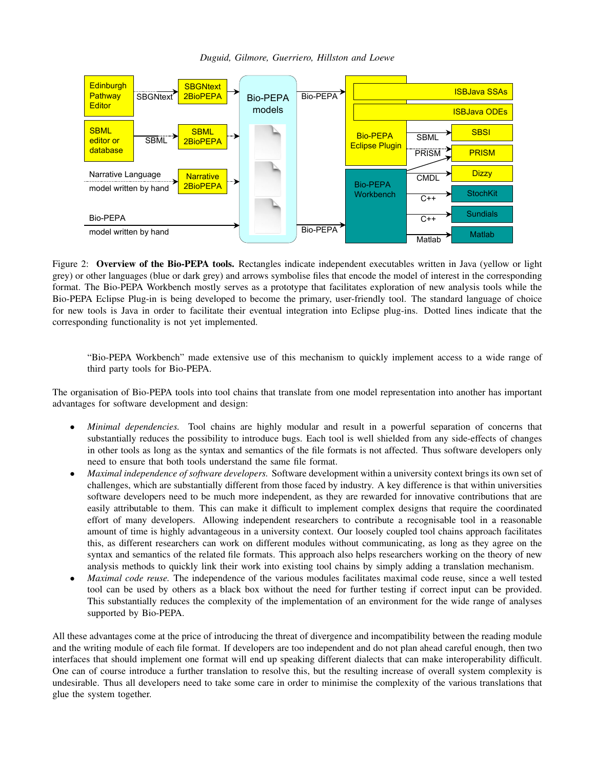Edinburgh Pathway Editor

SBGNtext

SBGNtext 2BioPEPA

SBML editor or database

SBML

SBML 2BioPEPA

Narrative Language model written by hand

Narrative 2BioPEPA

Bio-PEPA model written by hand

Bio-PEPA models

Bio-PEPA

Bio-PEPA

ISBJava SSAs

ISBJava ODEs

Bio-PEPA Eclipse Plugin

SBML

SBSI

PRISM

PRISM

CMDL

Dizzy

Bio-PEPA Workbench

C++

StochKit

C++

Sundials

Matlab

Matlab

Figure 2: **Overview of the Bio-PEPA tools.** Rectangles indicate independent executables written in Java (yellow or light grey) or other languages (blue or dark grey) and arrows symbolise files that encode the model of interest in the corresponding format. The Bio-PEPA Workbench mostly serves as a prototype that facilitates exploration of new analysis tools while the Bio-PEPA Eclipse Plug-in is being developed to become the primary, user-friendly tool. The standard language of choice for new tools is Java in order to facilitate their eventual integration into Eclipse plug-ins. Dotted lines indicate that the corresponding functionality is not yet implemented.

"Bio-PEPA Workbench" made extensive use of this mechanism to quickly implement access to a wide range of third party tools for Bio-PEPA.

The organisation of Bio-PEPA tools into tool chains that translate from one model representation into another has important advantages for software development and design:

- *Minimal dependencies.* Tool chains are highly modular and result in a powerful separation of concerns that substantially reduces the possibility to introduce bugs. Each tool is well shielded from any side-effects of changes in other tools as long as the syntax and semantics of the file formats is not affected. Thus software developers only need to ensure that both tools understand the same file format.
- *Maximal independence of software developers.* Software development within a university context brings its own set of challenges, which are substantially different from those faced by industry. A key difference is that within universities software developers need to be much more independent, as they are rewarded for innovative contributions that are easily attributable to them. This can make it difficult to implement complex designs that require the coordinated effort of many developers. Allowing independent researchers to contribute a recognisable tool in a reasonable amount of time is highly advantageous in a university context. Our loosely coupled tool chains approach facilitates this, as different researchers can work on different modules without communicating, as long as they agree on the syntax and semantics of the related file formats. This approach also helps researchers working on the theory of new analysis methods to quickly link their work into existing tool chains by simply adding a translation mechanism.
- *Maximal code reuse.* The independence of the various modules facilitates maximal code reuse, since a well tested tool can be used by others as a black box without the need for further testing if correct input can be provided. This substantially reduces the complexity of the implementation of an environment for the wide range of analyses supported by Bio-PEPA.

All these advantages come at the price of introducing the threat of divergence and incompatibility between the reading module and the writing module of each file format. If developers are too independent and do not plan ahead careful enough, then two interfaces that should implement one format will end up speaking different dialects that can make interoperability difficult. One can of course introduce a further translation to resolve this, but the resulting increase of overall system complexity is undesirable. Thus all developers need to take some care in order to minimise the complexity of the various translations that glue the system together.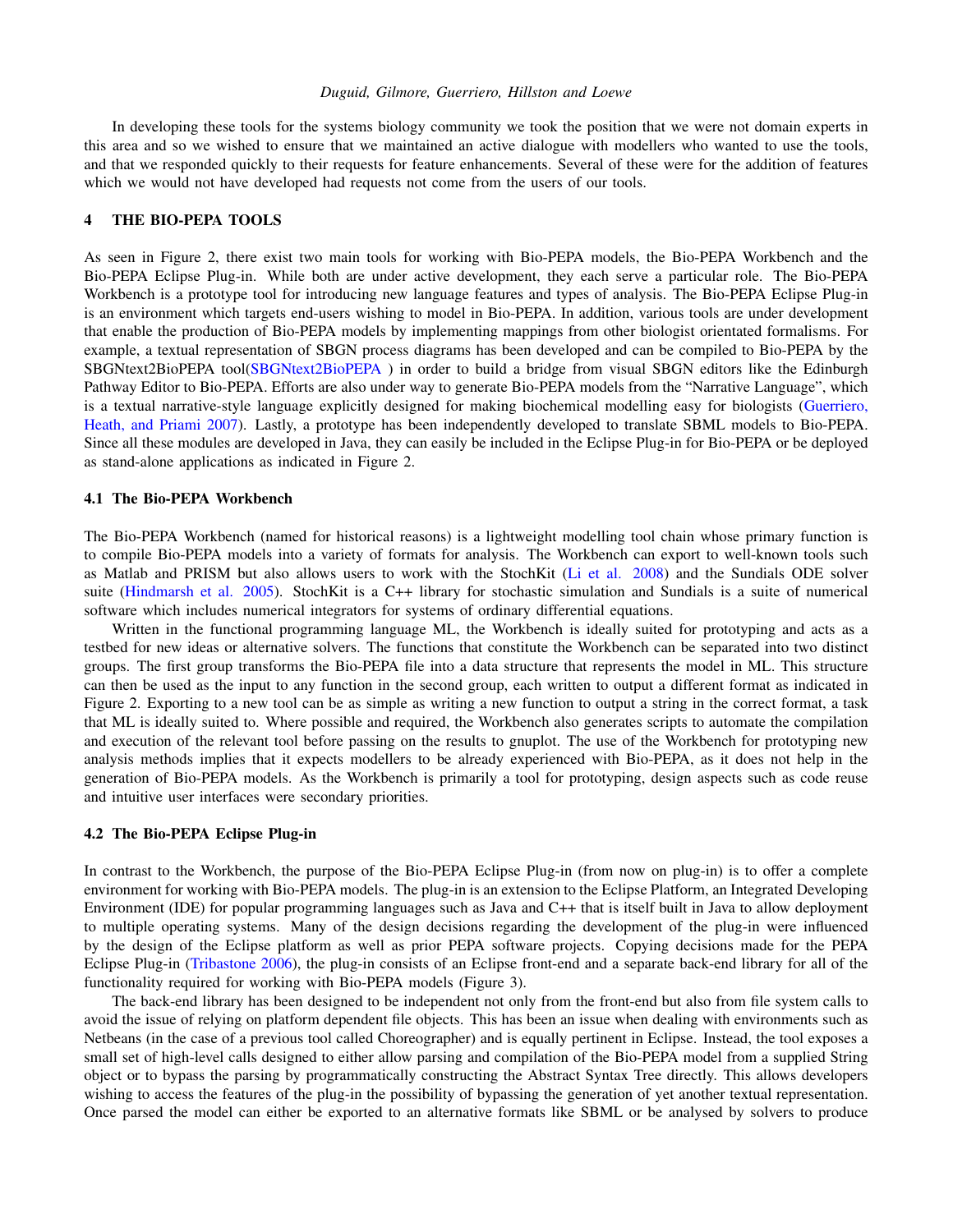In developing these tools for the systems biology community we took the position that we were not domain experts in this area and so we wished to ensure that we maintained an active dialogue with modellers who wanted to use the tools, and that we responded quickly to their requests for feature enhancements. Several of these were for the addition of features which we would not have developed had requests not come from the users of our tools.

## 4 THE BIO-PEPA TOOLS

As seen in Figure 2, there exist two main tools for working with Bio-PEPA models, the Bio-PEPA Workbench and the Bio-PEPA Eclipse Plug-in. While both are under active development, they each serve a particular role. The Bio-PEPA Workbench is a prototype tool for introducing new language features and types of analysis. The Bio-PEPA Eclipse Plug-in is an environment which targets end-users wishing to model in Bio-PEPA. In addition, various tools are under development that enable the production of Bio-PEPA models by implementing mappings from other biologist orientated formalisms. For example, a textual representation of SBGN process diagrams has been developed and can be compiled to Bio-PEPA by the SBGNtext2BioPEPA tool(SBGNtext2BioPEPA ) in order to build a bridge from visual SBGN editors like the Edinburgh Pathway Editor to Bio-PEPA. Efforts are also under way to generate Bio-PEPA models from the "Narrative Language", which is a textual narrative-style language explicitly designed for making biochemical modelling easy for biologists (Guerriero, Heath, and Priami 2007). Lastly, a prototype has been independently developed to translate SBML models to Bio-PEPA. Since all these modules are developed in Java, they can easily be included in the Eclipse Plug-in for Bio-PEPA or be deployed as stand-alone applications as indicated in Figure 2.

### 4.1 The Bio-PEPA Workbench

The Bio-PEPA Workbench (named for historical reasons) is a lightweight modelling tool chain whose primary function is to compile Bio-PEPA models into a variety of formats for analysis. The Workbench can export to well-known tools such as Matlab and PRISM but also allows users to work with the StochKit (Li et al. 2008) and the Sundials ODE solver suite (Hindmarsh et al. 2005). StochKit is a C++ library for stochastic simulation and Sundials is a suite of numerical software which includes numerical integrators for systems of ordinary differential equations.

Written in the functional programming language ML, the Workbench is ideally suited for prototyping and acts as a testbed for new ideas or alternative solvers. The functions that constitute the Workbench can be separated into two distinct groups. The first group transforms the Bio-PEPA file into a data structure that represents the model in ML. This structure can then be used as the input to any function in the second group, each written to output a different format as indicated in Figure 2. Exporting to a new tool can be as simple as writing a new function to output a string in the correct format, a task that ML is ideally suited to. Where possible and required, the Workbench also generates scripts to automate the compilation and execution of the relevant tool before passing on the results to gnuplot. The use of the Workbench for prototyping new analysis methods implies that it expects modellers to be already experienced with Bio-PEPA, as it does not help in the generation of Bio-PEPA models. As the Workbench is primarily a tool for prototyping, design aspects such as code reuse and intuitive user interfaces were secondary priorities.

### 4.2 The Bio-PEPA Eclipse Plug-in

In contrast to the Workbench, the purpose of the Bio-PEPA Eclipse Plug-in (from now on plug-in) is to offer a complete environment for working with Bio-PEPA models. The plug-in is an extension to the Eclipse Platform, an Integrated Developing Environment (IDE) for popular programming languages such as Java and C++ that is itself built in Java to allow deployment to multiple operating systems. Many of the design decisions regarding the development of the plug-in were influenced by the design of the Eclipse platform as well as prior PEPA software projects. Copying decisions made for the PEPA Eclipse Plug-in (Tribastone 2006), the plug-in consists of an Eclipse front-end and a separate back-end library for all of the functionality required for working with Bio-PEPA models (Figure 3).

The back-end library has been designed to be independent not only from the front-end but also from file system calls to avoid the issue of relying on platform dependent file objects. This has been an issue when dealing with environments such as Netbeans (in the case of a previous tool called Choreographer) and is equally pertinent in Eclipse. Instead, the tool exposes a small set of high-level calls designed to either allow parsing and compilation of the Bio-PEPA model from a supplied String object or to bypass the parsing by programmatically constructing the Abstract Syntax Tree directly. This allows developers wishing to access the features of the plug-in the possibility of bypassing the generation of yet another textual representation. Once parsed the model can either be exported to an alternative formats like SBML or be analysed by solvers to produce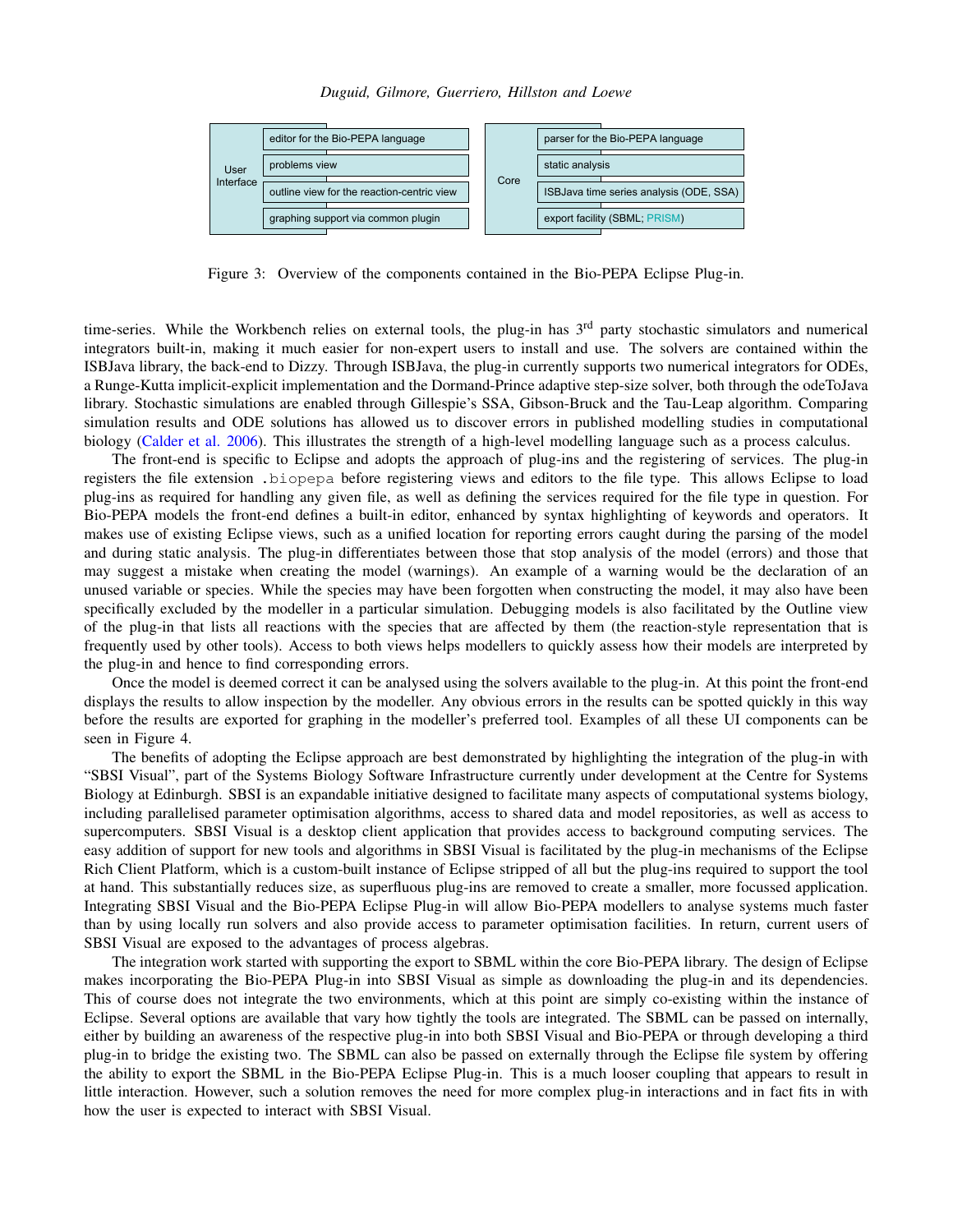User Interface

editor for the Bio-PEPA language

problems view

outline view for the reaction-centric view

graphing support via common plugin

Core

parser for the Bio-PEPA language

static analysis

ISBJava time series analysis (ODE, SSA)

export facility (SBML; PRISM)

Figure 3: Overview of the components contained in the Bio-PEPA Eclipse Plug-in.

time-series. While the Workbench relies on external tools, the plug-in has 3rd party stochastic simulators and numerical integrators built-in, making it much easier for non-expert users to install and use. The solvers are contained within the ISBJava library, the back-end to Dizzy. Through ISBJava, the plug-in currently supports two numerical integrators for ODEs, a Runge-Kutta implicit-explicit implementation and the Dormand-Prince adaptive step-size solver, both through the odeToJava library. Stochastic simulations are enabled through Gillespie's SSA, Gibson-Bruck and the Tau-Leap algorithm. Comparing simulation results and ODE solutions has allowed us to discover errors in published modelling studies in computational biology (Calder et al. 2006). This illustrates the strength of a high-level modelling language such as a process calculus.

The front-end is specific to Eclipse and adopts the approach of plug-ins and the registering of services. The plug-in registers the file extension `.biopepa` before registering views and editors to the file type. This allows Eclipse to load plug-ins as required for handling any given file, as well as defining the services required for the file type in question. For Bio-PEPA models the front-end defines a built-in editor, enhanced by syntax highlighting of keywords and operators. It makes use of existing Eclipse views, such as a unified location for reporting errors caught during the parsing of the model and during static analysis. The plug-in differentiates between those that stop analysis of the model (errors) and those that may suggest a mistake when creating the model (warnings). An example of a warning would be the declaration of an unused variable or species. While the species may have been forgotten when constructing the model, it may also have been specifically excluded by the modeller in a particular simulation. Debugging models is also facilitated by the Outline view of the plug-in that lists all reactions with the species that are affected by them (the reaction-style representation that is frequently used by other tools). Access to both views helps modellers to quickly assess how their models are interpreted by the plug-in and hence to find corresponding errors.

Once the model is deemed correct it can be analysed using the solvers available to the plug-in. At this point the front-end displays the results to allow inspection by the modeller. Any obvious errors in the results can be spotted quickly in this way before the results are exported for graphing in the modeller's preferred tool. Examples of all these UI components can be seen in Figure 4.

The benefits of adopting the Eclipse approach are best demonstrated by highlighting the integration of the plug-in with "SBSI Visual", part of the Systems Biology Software Infrastructure currently under development at the Centre for Systems Biology at Edinburgh. SBSI is an expandable initiative designed to facilitate many aspects of computational systems biology, including parallelised parameter optimisation algorithms, access to shared data and model repositories, as well as access to supercomputers. SBSI Visual is a desktop client application that provides access to background computing services. The easy addition of support for new tools and algorithms in SBSI Visual is facilitated by the plug-in mechanisms of the Eclipse Rich Client Platform, which is a custom-built instance of Eclipse stripped of all but the plug-ins required to support the tool at hand. This substantially reduces size, as superfluous plug-ins are removed to create a smaller, more focussed application. Integrating SBSI Visual and the Bio-PEPA Eclipse Plug-in will allow Bio-PEPA modellers to analyse systems much faster than by using locally run solvers and also provide access to parameter optimisation facilities. In return, current users of SBSI Visual are exposed to the advantages of process algebras.

The integration work started with supporting the export to SBML within the core Bio-PEPA library. The design of Eclipse makes incorporating the Bio-PEPA Plug-in into SBSI Visual as simple as downloading the plug-in and its dependencies. This of course does not integrate the two environments, which at this point are simply co-existing within the instance of Eclipse. Several options are available that vary how tightly the tools are integrated. The SBML can be passed on internally, either by building an awareness of the respective plug-in into both SBSI Visual and Bio-PEPA or through developing a third plug-in to bridge the existing two. The SBML can also be passed on externally through the Eclipse file system by offering the ability to export the SBML in the Bio-PEPA Eclipse Plug-in. This is a much looser coupling that appears to result in little interaction. However, such a solution removes the need for more complex plug-in interactions and in fact fits in with how the user is expected to interact with SBSI Visual.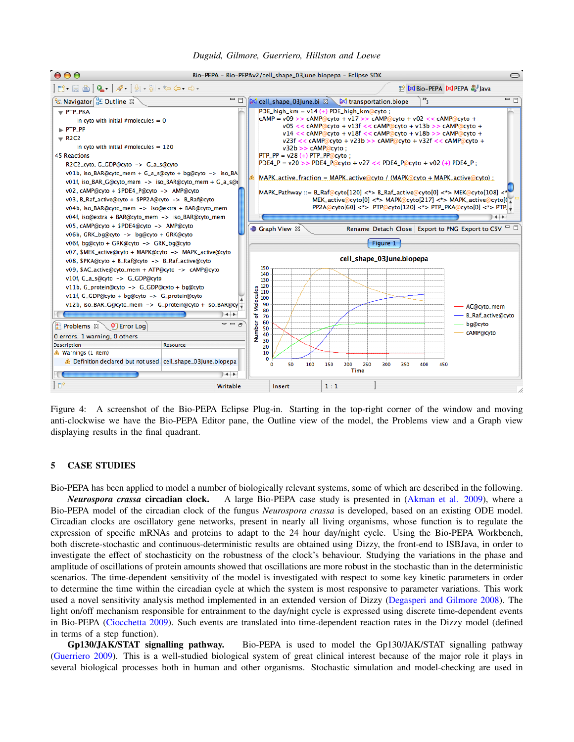Figure 4: A screenshot of the Bio-PEPA Eclipse Plug-in. Starting in the top-right corner of the window and moving anti-clockwise we have the Bio-PEPA Editor pane, the Outline view of the model, the Problems view and a Graph view displaying results in the final quadrant.

## 5 CASE STUDIES

Bio-PEPA has been applied to model a number of biologically relevant systems, some of which are described in the following.

***Neurospora crassa* circadian clock.** A large Bio-PEPA case study is presented in (Akman et al. 2009), where a Bio-PEPA model of the circadian clock of the fungus *Neurospora crassa* is developed, based on an existing ODE model. Circadian clocks are oscillatory gene networks, present in nearly all living organisms, whose function is to regulate the expression of specific mRNAs and proteins to adapt to the 24 hour day/night cycle. Using the Bio-PEPA Workbench, both discrete-stochastic and continuous-deterministic results are obtained using Dizzy, the front-end to ISBJava, in order to investigate the effect of stochasticity on the robustness of the clock's behaviour. Studying the variations in the phase and amplitude of oscillations of protein amounts showed that oscillations are more robust in the stochastic than in the deterministic scenarios. The time-dependent sensitivity of the model is investigated with respect to some key kinetic parameters in order to determine the time within the circadian cycle at which the system is most responsive to parameter variations. This work used a novel sensitivity analysis method implemented in an extended version of Dizzy (Degasperi and Gilmore 2008). The light on/off mechanism responsible for entrainment to the day/night cycle is expressed using discrete time-dependent events in Bio-PEPA (Ciocchetta 2009). Such events are translated into time-dependent reaction rates in the Dizzy model (defined in terms of a step function).

**Gp130/JAK/STAT signalling pathway.** Bio-PEPA is used to model the Gp130/JAK/STAT signalling pathway (Guerriero 2009). This is a well-studied biological system of great clinical interest because of the major role it plays in several biological processes both in human and other organisms. Stochastic simulation and model-checking are used in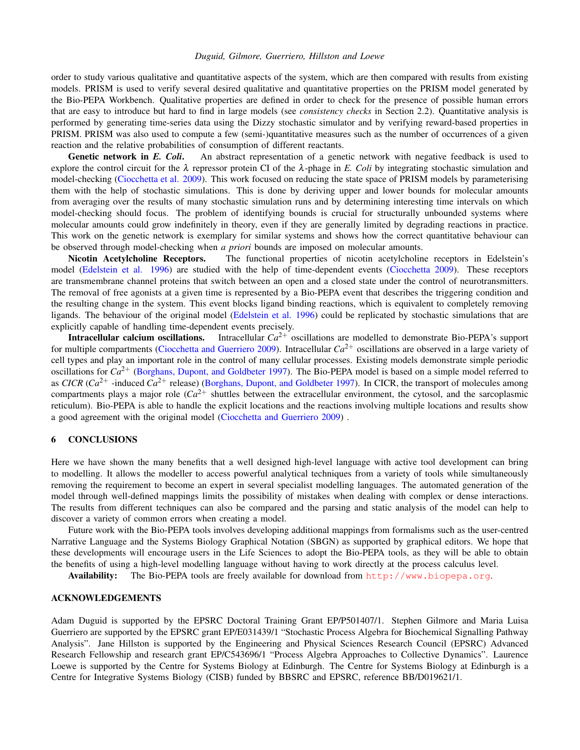order to study various qualitative and quantitative aspects of the system, which are then compared with results from existing models. PRISM is used to verify several desired qualitative and quantitative properties on the PRISM model generated by the Bio-PEPA Workbench. Qualitative properties are defined in order to check for the presence of possible human errors that are easy to introduce but hard to find in large models (see *consistency checks* in Section 2.2). Quantitative analysis is performed by generating time-series data using the Dizzy stochastic simulator and by verifying reward-based properties in PRISM. PRISM was also used to compute a few (semi-)quantitative measures such as the number of occurrences of a given reaction and the relative probabilities of consumption of different reactants.

**Genetic network in *E. Coli*.** An abstract representation of a genetic network with negative feedback is used to explore the control circuit for the $\lambda$ repressor protein CI of the $\lambda$-phage in *E. Coli* by integrating stochastic simulation and model-checking (Ciocchetta et al. 2009). This work focused on reducing the state space of PRISM models by parameterising them with the help of stochastic simulations. This is done by deriving upper and lower bounds for molecular amounts from averaging over the results of many stochastic simulation runs and by determining interesting time intervals on which model-checking should focus. The problem of identifying bounds is crucial for structurally unbounded systems where molecular amounts could grow indefinitely in theory, even if they are generally limited by degrading reactions in practice. This work on the genetic network is exemplary for similar systems and shows how the correct quantitative behaviour can be observed through model-checking when *a priori* bounds are imposed on molecular amounts.

**Nicotin Acetylcholine Receptors.** The functional properties of nicotin acetylcholine receptors in Edelstein's model (Edelstein et al. 1996) are studied with the help of time-dependent events (Ciocchetta 2009). These receptors are transmembrane channel proteins that switch between an open and a closed state under the control of neurotransmitters. The removal of free agonists at a given time is represented by a Bio-PEPA event that describes the triggering condition and the resulting change in the system. This event blocks ligand binding reactions, which is equivalent to completely removing ligands. The behaviour of the original model (Edelstein et al. 1996) could be replicated by stochastic simulations that are explicitly capable of handling time-dependent events precisely.

**Intracellular calcium oscillations.** Intracellular $Ca^{2+}$ oscillations are modelled to demonstrate Bio-PEPA's support for multiple compartments (Ciocchetta and Guerriero 2009). Intracellular $Ca^{2+}$ oscillations are observed in a large variety of cell types and play an important role in the control of many cellular processes. Existing models demonstrate simple periodic oscillations for $Ca^{2+}$ (Borghans, Dupont, and Goldbeter 1997). The Bio-PEPA model is based on a simple model referred to as *CICR* ($Ca^{2+}$ -induced $Ca^{2+}$ release) (Borghans, Dupont, and Goldbeter 1997). In CICR, the transport of molecules among compartments plays a major role ($Ca^{2+}$ shuttles between the extracellular environment, the cytosol, and the sarcoplasmic reticulum). Bio-PEPA is able to handle the explicit locations and the reactions involving multiple locations and results show a good agreement with the original model (Ciocchetta and Guerriero 2009) .

## 6 CONCLUSIONS

Here we have shown the many benefits that a well designed high-level language with active tool development can bring to modelling. It allows the modeller to access powerful analytical techniques from a variety of tools while simultaneously removing the requirement to become an expert in several specialist modelling languages. The automated generation of the model through well-defined mappings limits the possibility of mistakes when dealing with complex or dense interactions. The results from different techniques can also be compared and the parsing and static analysis of the model can help to discover a variety of common errors when creating a model.

Future work with the Bio-PEPA tools involves developing additional mappings from formalisms such as the user-centred Narrative Language and the Systems Biology Graphical Notation (SBGN) as supported by graphical editors. We hope that these developments will encourage users in the Life Sciences to adopt the Bio-PEPA tools, as they will be able to obtain the benefits of using a high-level modelling language without having to work directly at the process calculus level.

**Availability:** The Bio-PEPA tools are freely available for download from `http://www.biopepa.org`.

## ACKNOWLEDGEMENTS

Adam Duguid is supported by the EPSRC Doctoral Training Grant EP/P501407/1. Stephen Gilmore and Maria Luisa Guerriero are supported by the EPSRC grant EP/E031439/1 "Stochastic Process Algebra for Biochemical Signalling Pathway Analysis". Jane Hillston is supported by the Engineering and Physical Sciences Research Council (EPSRC) Advanced Research Fellowship and research grant EP/C543696/1 "Process Algebra Approaches to Collective Dynamics". Laurence Loewe is supported by the Centre for Systems Biology at Edinburgh. The Centre for Systems Biology at Edinburgh is a Centre for Integrative Systems Biology (CISB) funded by BBSRC and EPSRC, reference BB/D019621/1.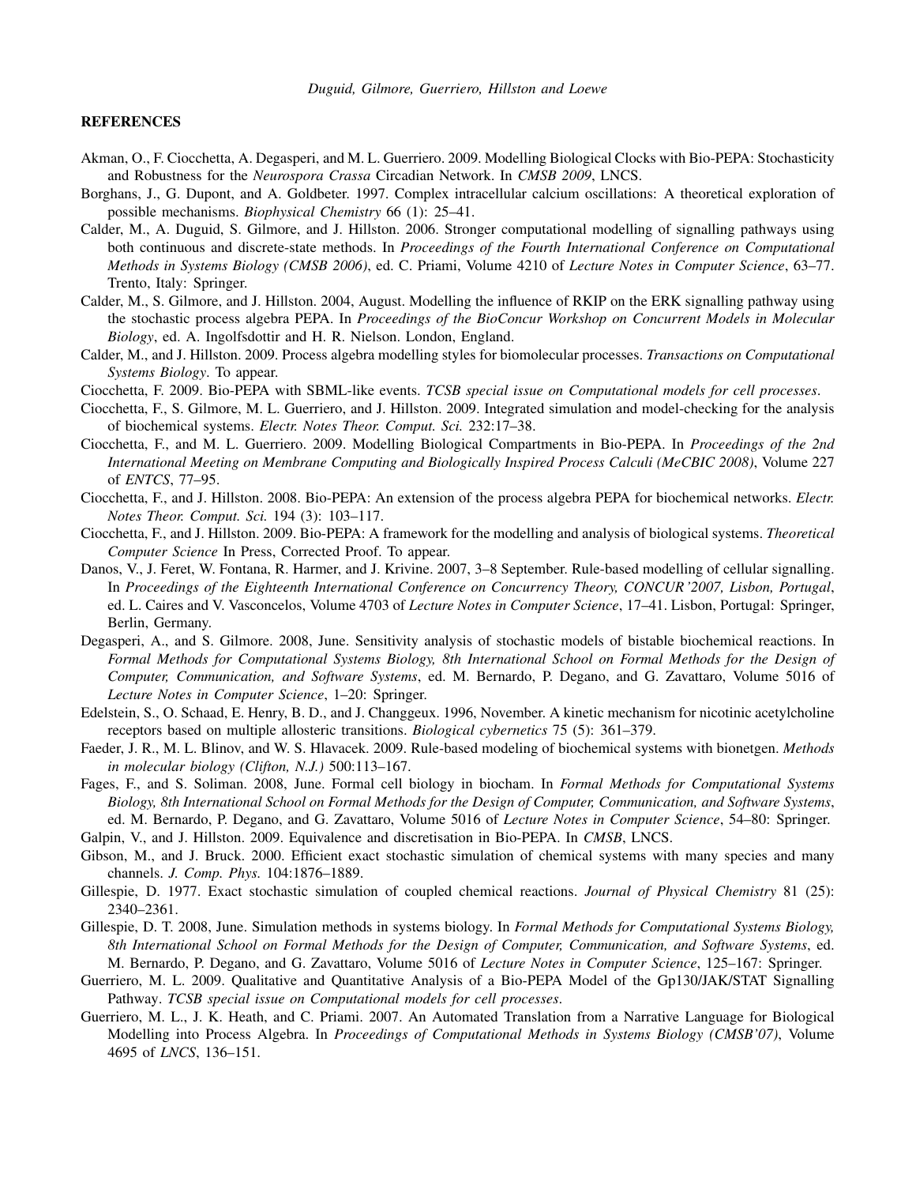## REFERENCES

Akman, O., F. Ciocchetta, A. Degasperi, and M. L. Guerriero. 2009. Modelling Biological Clocks with Bio-PEPA: Stochasticity and Robustness for the *Neurospora Crassa* Circadian Network. In *CMSB 2009*, LNCS.

Borghans, J., G. Dupont, and A. Goldbeter. 1997. Complex intracellular calcium oscillations: A theoretical exploration of possible mechanisms. *Biophysical Chemistry* 66 (1): 25–41.

Calder, M., A. Duguid, S. Gilmore, and J. Hillston. 2006. Stronger computational modelling of signalling pathways using both continuous and discrete-state methods. In *Proceedings of the Fourth International Conference on Computational Methods in Systems Biology (CMSB 2006)*, ed. C. Priami, Volume 4210 of *Lecture Notes in Computer Science*, 63–77. Trento, Italy: Springer.

Calder, M., S. Gilmore, and J. Hillston. 2004, August. Modelling the influence of RKIP on the ERK signalling pathway using the stochastic process algebra PEPA. In *Proceedings of the BioConcur Workshop on Concurrent Models in Molecular Biology*, ed. A. Ingolfsdottir and H. R. Nielson. London, England.

Calder, M., and J. Hillston. 2009. Process algebra modelling styles for biomolecular processes. *Transactions on Computational Systems Biology*. To appear.

Ciocchetta, F. 2009. Bio-PEPA with SBML-like events. *TCSB special issue on Computational models for cell processes*.

Ciocchetta, F., S. Gilmore, M. L. Guerriero, and J. Hillston. 2009. Integrated simulation and model-checking for the analysis of biochemical systems. *Electr. Notes Theor. Comput. Sci.* 232:17–38.

Ciocchetta, F., and M. L. Guerriero. 2009. Modelling Biological Compartments in Bio-PEPA. In *Proceedings of the 2nd International Meeting on Membrane Computing and Biologically Inspired Process Calculi (MeCBIC 2008)*, Volume 227 of *ENTCS*, 77–95.

Ciocchetta, F., and J. Hillston. 2008. Bio-PEPA: An extension of the process algebra PEPA for biochemical networks. *Electr. Notes Theor. Comput. Sci.* 194 (3): 103–117.

Ciocchetta, F., and J. Hillston. 2009. Bio-PEPA: A framework for the modelling and analysis of biological systems. *Theoretical Computer Science* In Press, Corrected Proof. To appear.

Danos, V., J. Feret, W. Fontana, R. Harmer, and J. Krivine. 2007, 3–8 September. Rule-based modelling of cellular signalling. In *Proceedings of the Eighteenth International Conference on Concurrency Theory, CONCUR'2007, Lisbon, Portugal*, ed. L. Caires and V. Vasconcelos, Volume 4703 of *Lecture Notes in Computer Science*, 17–41. Lisbon, Portugal: Springer, Berlin, Germany.

Degasperi, A., and S. Gilmore. 2008, June. Sensitivity analysis of stochastic models of bistable biochemical reactions. In *Formal Methods for Computational Systems Biology, 8th International School on Formal Methods for the Design of Computer, Communication, and Software Systems*, ed. M. Bernardo, P. Degano, and G. Zavattaro, Volume 5016 of *Lecture Notes in Computer Science*, 1–20: Springer.

Edelstein, S., O. Schaad, E. Henry, B. D., and J. Changgeux. 1996, November. A kinetic mechanism for nicotinic acetylcholine receptors based on multiple allosteric transitions. *Biological cybernetics* 75 (5): 361–379.

Faeder, J. R., M. L. Blinov, and W. S. Hlavacek. 2009. Rule-based modeling of biochemical systems with bionetgen. *Methods in molecular biology (Clifton, N.J.)* 500:113–167.

Fages, F., and S. Soliman. 2008, June. Formal cell biology in biocham. In *Formal Methods for Computational Systems Biology, 8th International School on Formal Methods for the Design of Computer, Communication, and Software Systems*, ed. M. Bernardo, P. Degano, and G. Zavattaro, Volume 5016 of *Lecture Notes in Computer Science*, 54–80: Springer.

Galpin, V., and J. Hillston. 2009. Equivalence and discretisation in Bio-PEPA. In *CMSB*, LNCS.

Gibson, M., and J. Bruck. 2000. Efficient exact stochastic simulation of chemical systems with many species and many channels. *J. Comp. Phys.* 104:1876–1889.

Gillespie, D. 1977. Exact stochastic simulation of coupled chemical reactions. *Journal of Physical Chemistry* 81 (25): 2340–2361.

Gillespie, D. T. 2008, June. Simulation methods in systems biology. In *Formal Methods for Computational Systems Biology, 8th International School on Formal Methods for the Design of Computer, Communication, and Software Systems*, ed. M. Bernardo, P. Degano, and G. Zavattaro, Volume 5016 of *Lecture Notes in Computer Science*, 125–167: Springer.

Guerriero, M. L. 2009. Qualitative and Quantitative Analysis of a Bio-PEPA Model of the Gp130/JAK/STAT Signalling Pathway. *TCSB special issue on Computational models for cell processes*.

Guerriero, M. L., J. K. Heath, and C. Priami. 2007. An Automated Translation from a Narrative Language for Biological Modelling into Process Algebra. In *Proceedings of Computational Methods in Systems Biology (CMSB'07)*, Volume 4695 of *LNCS*, 136–151.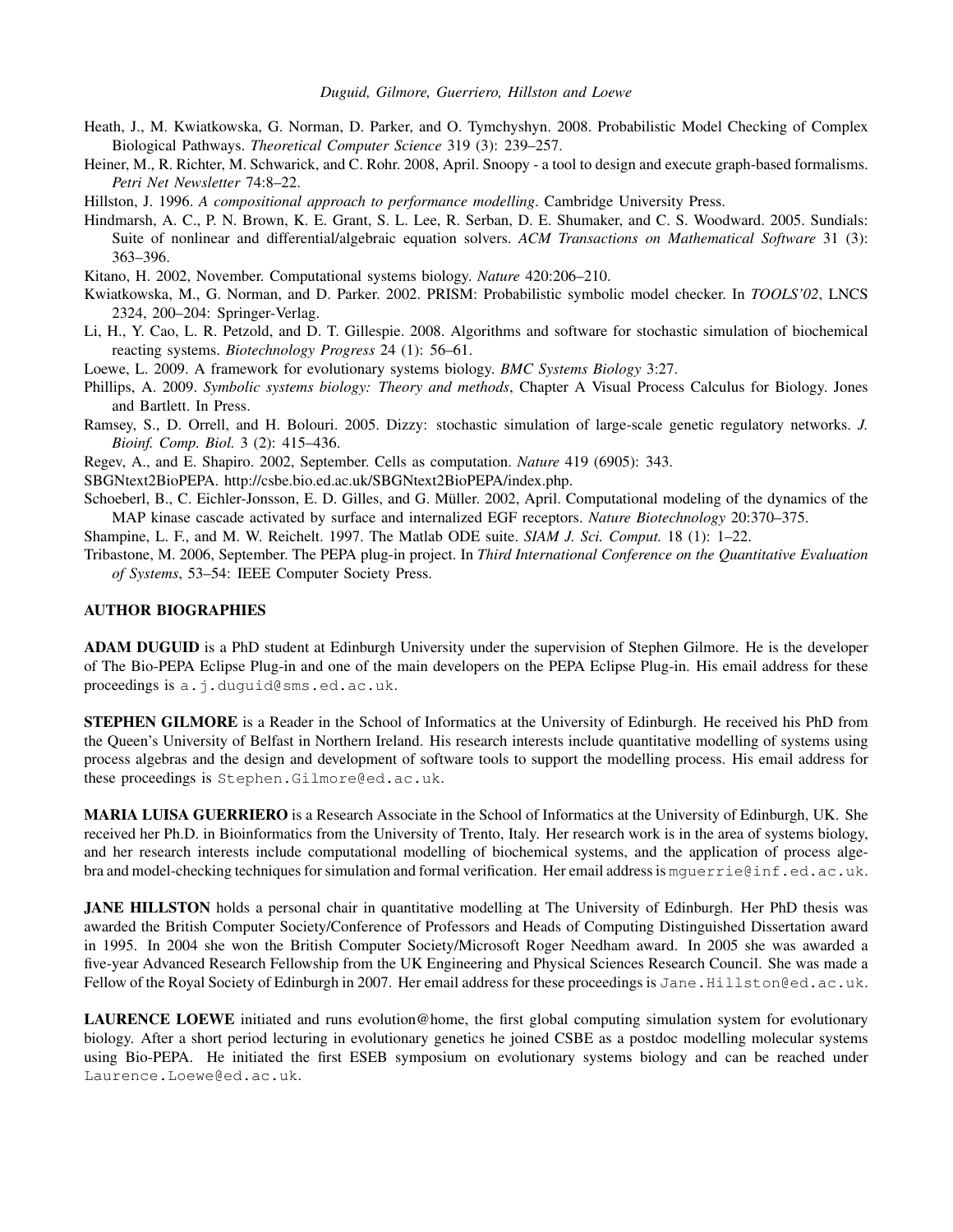Heath, J., M. Kwiatkowska, G. Norman, D. Parker, and O. Tymchyshyn. 2008. Probabilistic Model Checking of Complex Biological Pathways. *Theoretical Computer Science* 319 (3): 239–257.

Heiner, M., R. Richter, M. Schwarick, and C. Rohr. 2008, April. Snoopy - a tool to design and execute graph-based formalisms. *Petri Net Newsletter* 74:8–22.

Hillston, J. 1996. *A compositional approach to performance modelling*. Cambridge University Press.

Hindmarsh, A. C., P. N. Brown, K. E. Grant, S. L. Lee, R. Serban, D. E. Shumaker, and C. S. Woodward. 2005. Sundials: Suite of nonlinear and differential/algebraic equation solvers. *ACM Transactions on Mathematical Software* 31 (3): 363–396.

Kitano, H. 2002, November. Computational systems biology. *Nature* 420:206–210.

Kwiatkowska, M., G. Norman, and D. Parker. 2002. PRISM: Probabilistic symbolic model checker. In *TOOLS'02*, LNCS 2324, 200–204: Springer-Verlag.

Li, H., Y. Cao, L. R. Petzold, and D. T. Gillespie. 2008. Algorithms and software for stochastic simulation of biochemical reacting systems. *Biotechnology Progress* 24 (1): 56–61.

Loewe, L. 2009. A framework for evolutionary systems biology. *BMC Systems Biology* 3:27.

Phillips, A. 2009. *Symbolic systems biology: Theory and methods*, Chapter A Visual Process Calculus for Biology. Jones and Bartlett. In Press.

Ramsey, S., D. Orrell, and H. Bolouri. 2005. Dizzy: stochastic simulation of large-scale genetic regulatory networks. *J. Bioinf. Comp. Biol.* 3 (2): 415–436.

Regev, A., and E. Shapiro. 2002, September. Cells as computation. *Nature* 419 (6905): 343.

SBGNtext2BioPEPA. http://csbe.bio.ed.ac.uk/SBGNtext2BioPEPA/index.php.

Schoeberl, B., C. Eichler-Jonsson, E. D. Gilles, and G. Müller. 2002, April. Computational modeling of the dynamics of the MAP kinase cascade activated by surface and internalized EGF receptors. *Nature Biotechnology* 20:370–375.

Shampine, L. F., and M. W. Reichelt. 1997. The Matlab ODE suite. *SIAM J. Sci. Comput.* 18 (1): 1–22.

Tribastone, M. 2006, September. The PEPA plug-in project. In *Third International Conference on the Quantitative Evaluation of Systems*, 53–54: IEEE Computer Society Press.

## AUTHOR BIOGRAPHIES

**ADAM DUGUID** is a PhD student at Edinburgh University under the supervision of Stephen Gilmore. He is the developer of The Bio-PEPA Eclipse Plug-in and one of the main developers on the PEPA Eclipse Plug-in. His email address for these proceedings is `a.j.duguid@sms.ed.ac.uk`.

**STEPHEN GILMORE** is a Reader in the School of Informatics at the University of Edinburgh. He received his PhD from the Queen's University of Belfast in Northern Ireland. His research interests include quantitative modelling of systems using process algebras and the design and development of software tools to support the modelling process. His email address for these proceedings is `Stephen.Gilmore@ed.ac.uk`.

**MARIA LUISA GUERRIERO** is a Research Associate in the School of Informatics at the University of Edinburgh, UK. She received her Ph.D. in Bioinformatics from the University of Trento, Italy. Her research work is in the area of systems biology, and her research interests include computational modelling of biochemical systems, and the application of process algebra and model-checking techniques for simulation and formal verification. Her email address is `mguerrie@inf.ed.ac.uk`.

**JANE HILLSTON** holds a personal chair in quantitative modelling at The University of Edinburgh. Her PhD thesis was awarded the British Computer Society/Conference of Professors and Heads of Computing Distinguished Dissertation award in 1995. In 2004 she won the British Computer Society/Microsoft Roger Needham award. In 2005 she was awarded a five-year Advanced Research Fellowship from the UK Engineering and Physical Sciences Research Council. She was made a Fellow of the Royal Society of Edinburgh in 2007. Her email address for these proceedings is `Jane.Hillston@ed.ac.uk`.

**LAURENCE LOEWE** initiated and runs evolution@home, the first global computing simulation system for evolutionary biology. After a short period lecturing in evolutionary genetics he joined CSBE as a postdoc modelling molecular systems using Bio-PEPA. He initiated the first ESEB symposium on evolutionary systems biology and can be reached under `Laurence.Loewe@ed.ac.uk`.